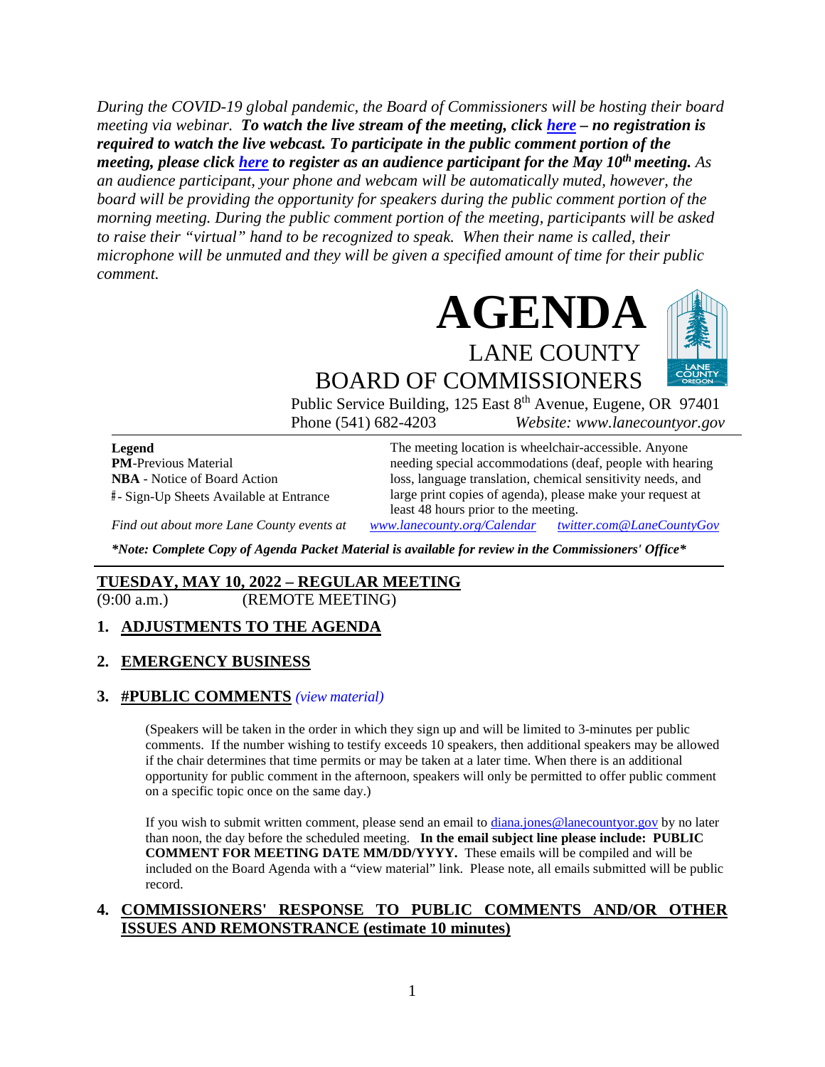*During the COVID-19 global pandemic, the Board of Commissioners will be hosting their board meeting via webinar.* ***To watch the live stream of the meeting, click [here](#) – no registration is required to watch the live webcast. To participate in the public comment portion of the meeting, please click [here](#) to register as an audience participant for the May 10th meeting.*** *As an audience participant, your phone and webcam will be automatically muted, however, the board will be providing the opportunity for speakers during the public comment portion of the morning meeting. During the public comment portion of the meeting, participants will be asked to raise their "virtual" hand to be recognized to speak. When their name is called, their microphone will be unmuted and they will be given a specified amount of time for their public comment.*

# AGENDA

## LANE COUNTY BOARD OF COMMISSIONERS

Public Service Building, 125 East 8th Avenue, Eugene, OR 97401
Phone (541) 682-4203 *Website: www.lanecountyor.gov*

**Legend**
**PM**-Previous Material
**NBA** - Notice of Board Action
#- Sign-Up Sheets Available at Entrance

The meeting location is wheelchair-accessible. Anyone needing special accommodations (deaf, people with hearing loss, language translation, chemical sensitivity needs, and large print copies of agenda), please make your request at least 48 hours prior to the meeting.

*Find out about more Lane County events at* *www.lanecounty.org/Calendar* *twitter.com@LaneCountyGov*

***Note: Complete Copy of Agenda Packet Material is available for review in the Commissioners' Office***

---

**TUESDAY, MAY 10, 2022 – REGULAR MEETING**
(9:00 a.m.) (REMOTE MEETING)

**1. ADJUSTMENTS TO THE AGENDA**

**2. EMERGENCY BUSINESS**

**3. #PUBLIC COMMENTS** *(view material)*

(Speakers will be taken in the order in which they sign up and will be limited to 3-minutes per public comments. If the number wishing to testify exceeds 10 speakers, then additional speakers may be allowed if the chair determines that time permits or may be taken at a later time. When there is an additional opportunity for public comment in the afternoon, speakers will only be permitted to offer public comment on a specific topic once on the same day.)

If you wish to submit written comment, please send an email to diana.jones@lanecountyor.gov by no later than noon, the day before the scheduled meeting. **In the email subject line please include: PUBLIC COMMENT FOR MEETING DATE MM/DD/YYYY.** These emails will be compiled and will be included on the Board Agenda with a "view material" link. Please note, all emails submitted will be public record.

**4. COMMISSIONERS' RESPONSE TO PUBLIC COMMENTS AND/OR OTHER ISSUES AND REMONSTRANCE (estimate 10 minutes)**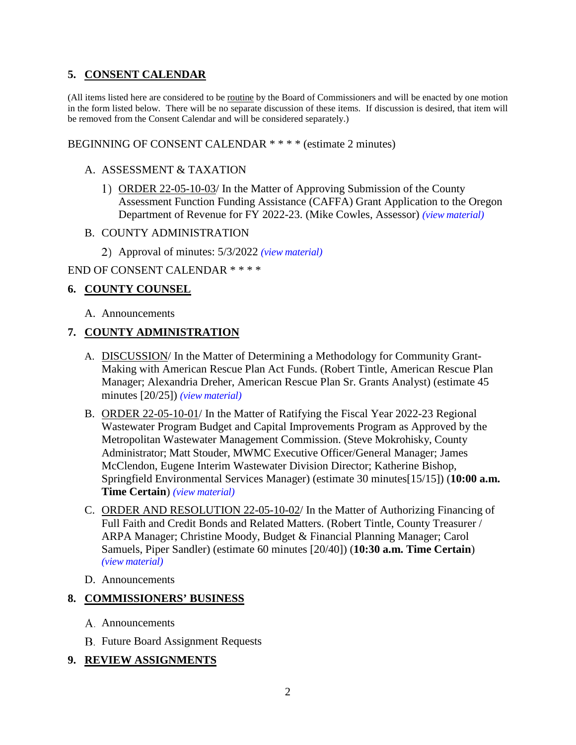## 5. CONSENT CALENDAR

(All items listed here are considered to be routine by the Board of Commissioners and will be enacted by one motion in the form listed below. There will be no separate discussion of these items. If discussion is desired, that item will be removed from the Consent Calendar and will be considered separately.)

BEGINNING OF CONSENT CALENDAR * * * * (estimate 2 minutes)

A. ASSESSMENT & TAXATION

1) ORDER 22-05-10-03/ In the Matter of Approving Submission of the County Assessment Function Funding Assistance (CAFFA) Grant Application to the Oregon Department of Revenue for FY 2022-23. (Mike Cowles, Assessor) *(view material)*

B. COUNTY ADMINISTRATION

2) Approval of minutes: 5/3/2022 *(view material)*

END OF CONSENT CALENDAR * * * *

## 6. COUNTY COUNSEL

A. Announcements

## 7. COUNTY ADMINISTRATION

A. DISCUSSION/ In the Matter of Determining a Methodology for Community Grant-Making with American Rescue Plan Act Funds. (Robert Tintle, American Rescue Plan Manager; Alexandria Dreher, American Rescue Plan Sr. Grants Analyst) (estimate 45 minutes [20/25]) *(view material)*

B. ORDER 22-05-10-01/ In the Matter of Ratifying the Fiscal Year 2022-23 Regional Wastewater Program Budget and Capital Improvements Program as Approved by the Metropolitan Wastewater Management Commission. (Steve Mokrohisky, County Administrator; Matt Stouder, MWMC Executive Officer/General Manager; James McClendon, Eugene Interim Wastewater Division Director; Katherine Bishop, Springfield Environmental Services Manager) (estimate 30 minutes[15/15]) (**10:00 a.m. Time Certain**) *(view material)*

C. ORDER AND RESOLUTION 22-05-10-02/ In the Matter of Authorizing Financing of Full Faith and Credit Bonds and Related Matters. (Robert Tintle, County Treasurer / ARPA Manager; Christine Moody, Budget & Financial Planning Manager; Carol Samuels, Piper Sandler) (estimate 60 minutes [20/40]) (**10:30 a.m. Time Certain**) *(view material)*

D. Announcements

## 8. COMMISSIONERS' BUSINESS

A. Announcements

B. Future Board Assignment Requests

## 9. REVIEW ASSIGNMENTS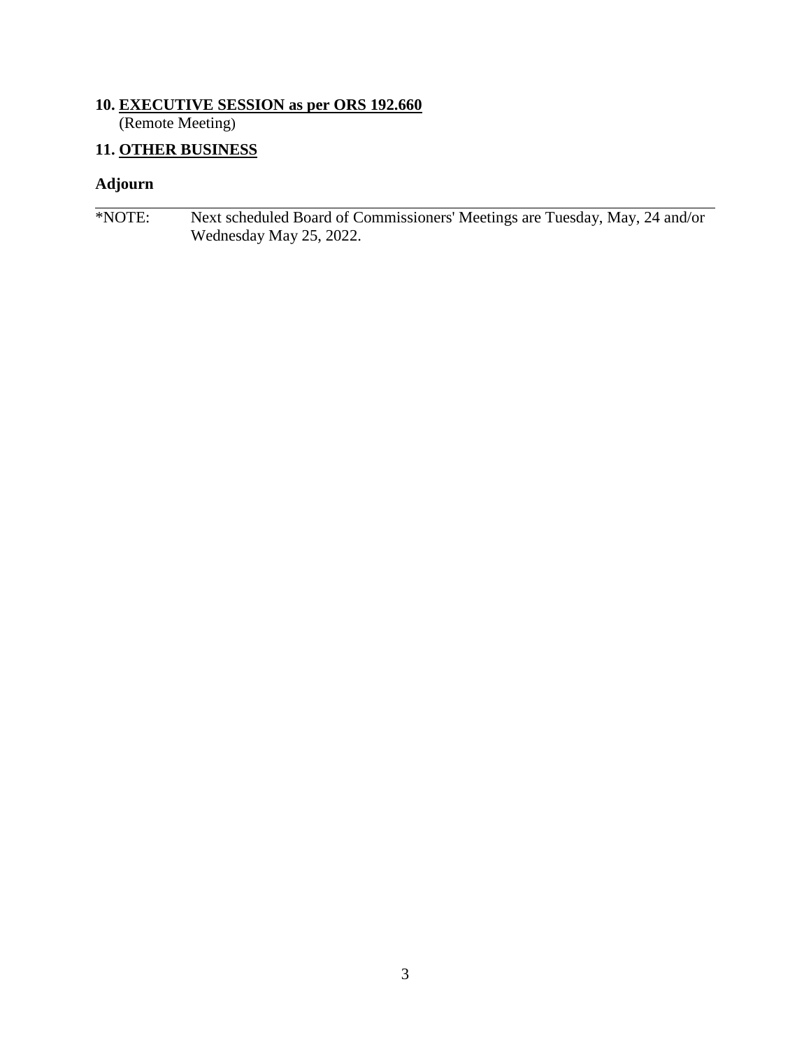**10. EXECUTIVE SESSION as per ORS 192.660**

(Remote Meeting)

**11. OTHER BUSINESS**

**Adjourn**

---

*NOTE: Next scheduled Board of Commissioners' Meetings are Tuesday, May, 24 and/or Wednesday May 25, 2022.